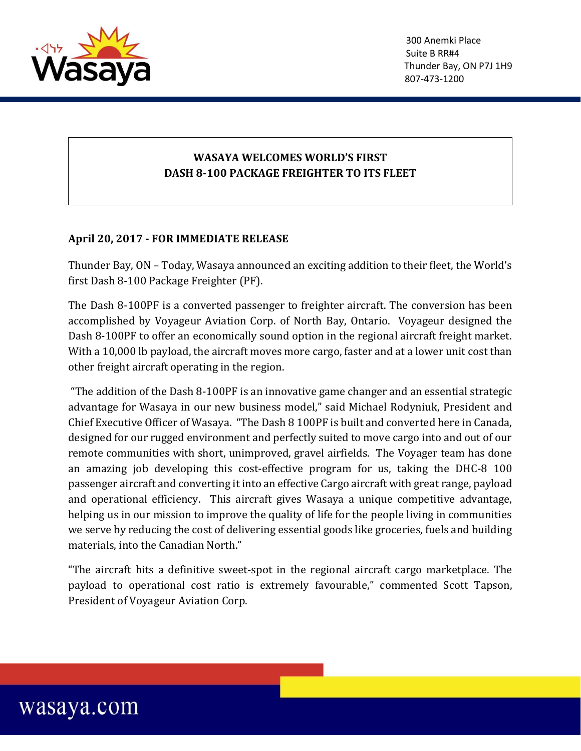300 Anemki Place
Suite B RR#4
Thunder Bay, ON P7J 1H9
807-473-1200

# WASAYA WELCOMES WORLD'S FIRST DASH 8-100 PACKAGE FREIGHTER TO ITS FLEET

**April 20, 2017 - FOR IMMEDIATE RELEASE**

Thunder Bay, ON – Today, Wasaya announced an exciting addition to their fleet, the World's first Dash 8-100 Package Freighter (PF).

The Dash 8-100PF is a converted passenger to freighter aircraft. The conversion has been accomplished by Voyageur Aviation Corp. of North Bay, Ontario. Voyageur designed the Dash 8-100PF to offer an economically sound option in the regional aircraft freight market. With a 10,000 lb payload, the aircraft moves more cargo, faster and at a lower unit cost than other freight aircraft operating in the region.

"The addition of the Dash 8-100PF is an innovative game changer and an essential strategic advantage for Wasaya in our new business model," said Michael Rodyniuk, President and Chief Executive Officer of Wasaya. "The Dash 8 100PF is built and converted here in Canada, designed for our rugged environment and perfectly suited to move cargo into and out of our remote communities with short, unimproved, gravel airfields. The Voyager team has done an amazing job developing this cost-effective program for us, taking the DHC-8 100 passenger aircraft and converting it into an effective Cargo aircraft with great range, payload and operational efficiency. This aircraft gives Wasaya a unique competitive advantage, helping us in our mission to improve the quality of life for the people living in communities we serve by reducing the cost of delivering essential goods like groceries, fuels and building materials, into the Canadian North."

"The aircraft hits a definitive sweet-spot in the regional aircraft cargo marketplace. The payload to operational cost ratio is extremely favourable," commented Scott Tapson, President of Voyageur Aviation Corp.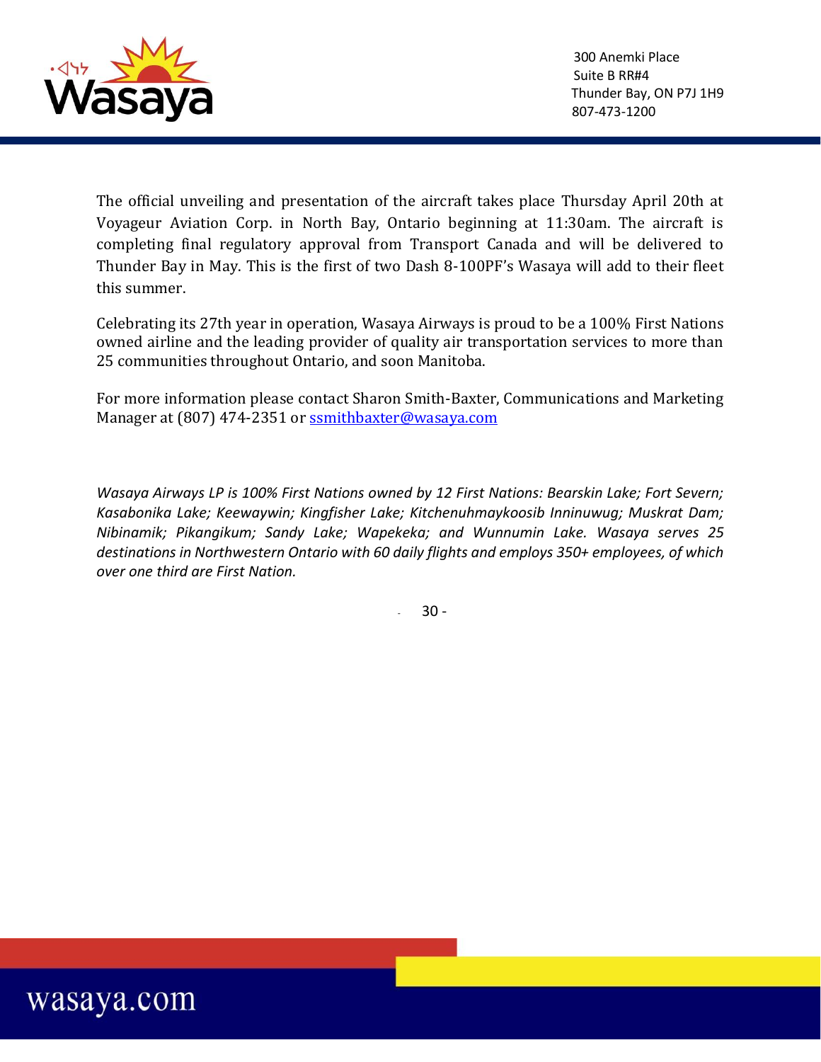The official unveiling and presentation of the aircraft takes place Thursday April 20th at Voyageur Aviation Corp. in North Bay, Ontario beginning at 11:30am. The aircraft is completing final regulatory approval from Transport Canada and will be delivered to Thunder Bay in May. This is the first of two Dash 8-100PF's Wasaya will add to their fleet this summer.

Celebrating its 27th year in operation, Wasaya Airways is proud to be a 100% First Nations owned airline and the leading provider of quality air transportation services to more than 25 communities throughout Ontario, and soon Manitoba.

For more information please contact Sharon Smith-Baxter, Communications and Marketing Manager at (807) 474-2351 or ssmithbaxter@wasaya.com

*Wasaya Airways LP is 100% First Nations owned by 12 First Nations: Bearskin Lake; Fort Severn; Kasabonika Lake; Keewaywin; Kingfisher Lake; Kitchenuhmaykoosib Inninuwug; Muskrat Dam; Nibinamik; Pikangikum; Sandy Lake; Wapekeka; and Wunnumin Lake. Wasaya serves 25 destinations in Northwestern Ontario with 60 daily flights and employs 350+ employees, of which over one third are First Nation.*

- 30 -